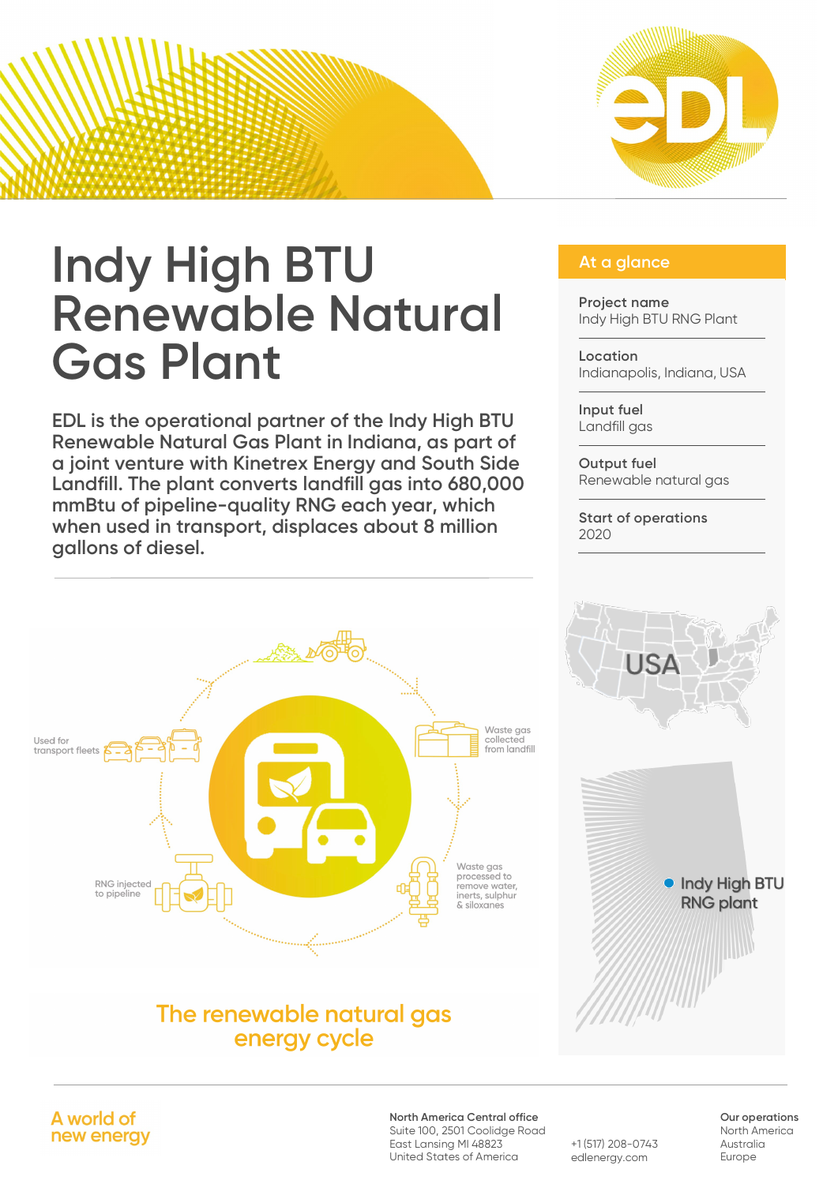# Indy High BTU Renewable Natural Gas Plant

**EDL is the operational partner of the Indy High BTU Renewable Natural Gas Plant in Indiana, as part of a joint venture with Kinetrex Energy and South Side Landfill. The plant converts landfill gas into 680,000 mmBtu of pipeline-quality RNG each year, which when used in transport, displaces about 8 million gallons of diesel.**

## At a glance

**Project name**
Indy High BTU RNG Plant

**Location**
Indianapolis, Indiana, USA

**Input fuel**
Landfill gas

**Output fuel**
Renewable natural gas

**Start of operations**
2020

USA

Indy High BTU RNG plant

Waste gas collected from landfill

Waste gas processed to remove water, inerts, sulphur & siloxanes

RNG injected to pipeline

Used for transport fleets

The renewable natural gas energy cycle

A world of new energy

**North America Central office**
Suite 100, 2501 Coolidge Road
East Lansing MI 48823
United States of America

+1 (517) 208-0743
edlenergy.com

**Our operations**
North America
Australia
Europe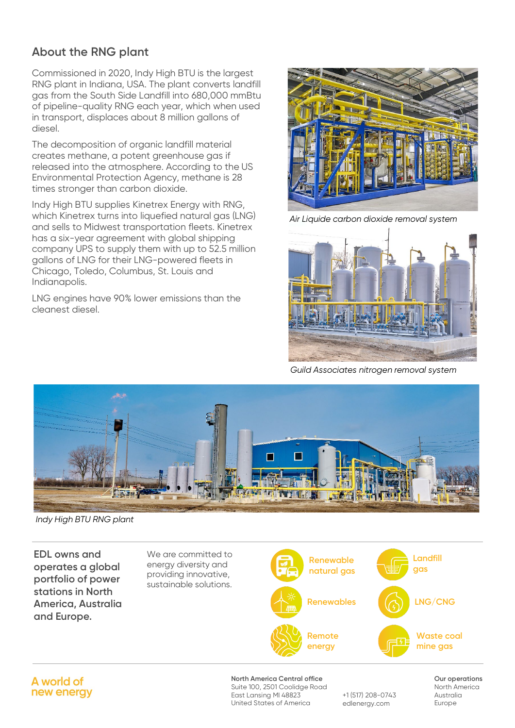## About the RNG plant

Commissioned in 2020, Indy High BTU is the largest RNG plant in Indiana, USA. The plant converts landfill gas from the South Side Landfill into 680,000 mmBtu of pipeline-quality RNG each year, which when used in transport, displaces about 8 million gallons of diesel.

The decomposition of organic landfill material creates methane, a potent greenhouse gas if released into the atmosphere. According to the US Environmental Protection Agency, methane is 28 times stronger than carbon dioxide.

Indy High BTU supplies Kinetrex Energy with RNG, which Kinetrex turns into liquefied natural gas (LNG) and sells to Midwest transportation fleets. Kinetrex has a six-year agreement with global shipping company UPS to supply them with up to 52.5 million gallons of LNG for their LNG-powered fleets in Chicago, Toledo, Columbus, St. Louis and Indianapolis.

LNG engines have 90% lower emissions than the cleanest diesel.

*Air Liquide carbon dioxide removal system*

*Guild Associates nitrogen removal system*

*Indy High BTU RNG plant*

**EDL owns and operates a global portfolio of power stations in North America, Australia and Europe.**

We are committed to energy diversity and providing innovative, sustainable solutions.

Renewable natural gas

Landfill gas

Renewables

LNG/CNG

Remote energy

Waste coal mine gas

A world of new energy

**North America Central office**
Suite 100, 2501 Coolidge Road
East Lansing MI 48823
United States of America

+1 (517) 208-0743
edlenergy.com

**Our operations**
North America
Australia
Europe